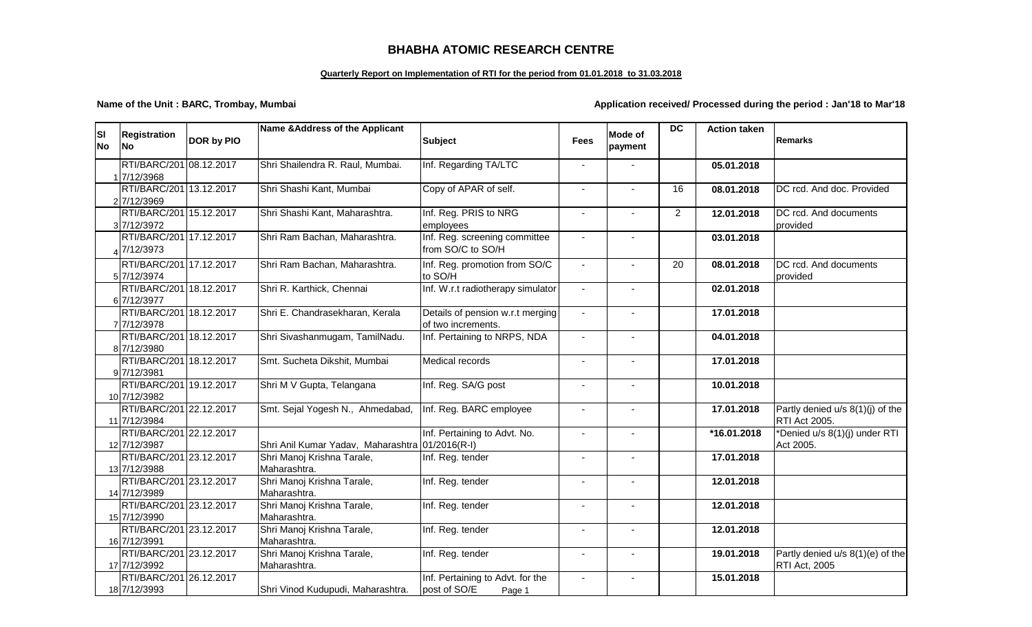# BHABHA ATOMIC RESEARCH CENTRE

**Quarterly Report on Implementation of RTI for the period from 01.01.2018 to 31.03.2018**

**Name of the Unit : BARC, Trombay, Mumbai**

**Application received/ Processed during the period : Jan'18 to Mar'18**

| Sl No | Registration No | DOR by PIO | Name &Address of the Applicant | Subject | Fees | Mode of payment | DC | Action taken | Remarks |
|---|---|---|---|---|---|---|---|---|---|
| 1 | RTI/BARC/2017/12/3968 | 08.12.2017 | Shri Shailendra R. Raul, Mumbai. | Inf. Regarding TA/LTC | - | - | | **05.01.2018** | |
| 2 | RTI/BARC/2017/12/3969 | 13.12.2017 | Shri Shashi Kant, Mumbai | Copy of APAR of self. | - | - | 16 | **08.01.2018** | DC rcd. And doc. Provided |
| 3 | RTI/BARC/2017/12/3972 | 15.12.2017 | Shri Shashi Kant, Maharashtra. | Inf. Reg. PRIS to NRG employees | - | - | 2 | **12.01.2018** | DC rcd. And documents provided |
| 4 | RTI/BARC/2017/12/3973 | 17.12.2017 | Shri Ram Bachan, Maharashtra. | Inf. Reg. screening committee from SO/C to SO/H | - | - | | **03.01.2018** | |
| 5 | RTI/BARC/2017/12/3974 | 17.12.2017 | Shri Ram Bachan, Maharashtra. | Inf. Reg. promotion from SO/C to SO/H | - | - | 20 | **08.01.2018** | DC rcd. And documents provided |
| 6 | RTI/BARC/2017/12/3977 | 18.12.2017 | Shri R. Karthick, Chennai | Inf. W.r.t radiotherapy simulator | - | - | | **02.01.2018** | |
| 7 | RTI/BARC/2017/12/3978 | 18.12.2017 | Shri E. Chandrasekharan, Kerala | Details of pension w.r.t merging of two increments. | - | - | | **17.01.2018** | |
| 8 | RTI/BARC/2017/12/3980 | 18.12.2017 | Shri Sivashanmugam, TamilNadu. | Inf. Pertaining to NRPS, NDA | - | - | | **04.01.2018** | |
| 9 | RTI/BARC/2017/12/3981 | 18.12.2017 | Smt. Sucheta Dikshit, Mumbai | Medical records | - | - | | **17.01.2018** | |
| 10 | RTI/BARC/2017/12/3982 | 19.12.2017 | Shri M V Gupta, Telangana | Inf. Reg. SA/G post | - | - | | **10.01.2018** | |
| 11 | RTI/BARC/2017/12/3984 | 22.12.2017 | Smt. Sejal Yogesh N., Ahmedabad, | Inf. Reg. BARC employee | - | - | | **17.01.2018** | Partly denied u/s 8(1)(j) of the RTI Act 2005. |
| 12 | RTI/BARC/2017/12/3987 | 22.12.2017 | Shri Anil Kumar Yadav, Maharashtra | Inf. Pertaining to Advt. No. 01/2016(R-I) | - | - | | **\*16.01.2018** | \*Denied u/s 8(1)(j) under RTI Act 2005. |
| 13 | RTI/BARC/2017/12/3988 | 23.12.2017 | Shri Manoj Krishna Tarale, Maharashtra. | Inf. Reg. tender | - | - | | **17.01.2018** | |
| 14 | RTI/BARC/2017/12/3989 | 23.12.2017 | Shri Manoj Krishna Tarale, Maharashtra. | Inf. Reg. tender | - | - | | **12.01.2018** | |
| 15 | RTI/BARC/2017/12/3990 | 23.12.2017 | Shri Manoj Krishna Tarale, Maharashtra. | Inf. Reg. tender | - | - | | **12.01.2018** | |
| 16 | RTI/BARC/2017/12/3991 | 23.12.2017 | Shri Manoj Krishna Tarale, Maharashtra. | Inf. Reg. tender | - | - | | **12.01.2018** | |
| 17 | RTI/BARC/2017/12/3992 | 23.12.2017 | Shri Manoj Krishna Tarale, Maharashtra. | Inf. Reg. tender | - | - | | **19.01.2018** | Partly denied u/s 8(1)(e) of the RTI Act, 2005 |
| 18 | RTI/BARC/2017/12/3993 | 26.12.2017 | Shri Vinod Kudupudi, Maharashtra. | Inf. Pertaining to Advt. for the post of SO/E | - | - | | **15.01.2018** | |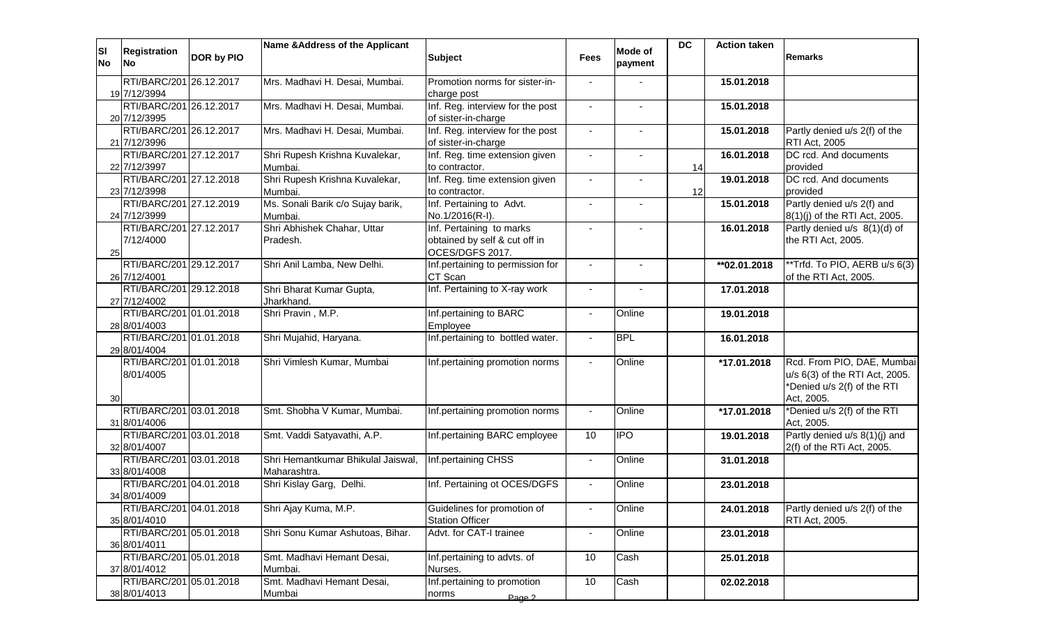| Sl No | Registration No | DOR by PIO | Name &Address of the Applicant | Subject | Fees | Mode of payment | DC | Action taken | Remarks |
|---|---|---|---|---|---|---|---|---|---|
| 19 | RTI/BARC/2017/12/3994 | 26.12.2017 | Mrs. Madhavi H. Desai, Mumbai. | Promotion norms for sister-in-charge post | - | - | | 15.01.2018 | |
| 20 | RTI/BARC/2017/12/3995 | 26.12.2017 | Mrs. Madhavi H. Desai, Mumbai. | Inf. Reg. interview for the post of sister-in-charge | - | - | | 15.01.2018 | |
| 21 | RTI/BARC/2017/12/3996 | 26.12.2017 | Mrs. Madhavi H. Desai, Mumbai. | Inf. Reg. interview for the post of sister-in-charge | - | - | | 15.01.2018 | Partly denied u/s 2(f) of the RTI Act, 2005 |
| 22 | RTI/BARC/2017/12/3997 | 27.12.2017 | Shri Rupesh Krishna Kuvalekar, Mumbai. | Inf. Reg. time extension given to contractor. | - | - | 14 | 16.01.2018 | DC rcd. And documents provided |
| 23 | RTI/BARC/2017/12/3998 | 27.12.2018 | Shri Rupesh Krishna Kuvalekar, Mumbai. | Inf. Reg. time extension given to contractor. | - | - | 12 | 19.01.2018 | DC rcd. And documents provided |
| 24 | RTI/BARC/2017/12/3999 | 27.12.2019 | Ms. Sonali Barik c/o Sujay barik, Mumbai. | Inf. Pertaining to Advt. No.1/2016(R-I). | - | - | | 15.01.2018 | Partly denied u/s 2(f) and 8(1)(j) of the RTI Act, 2005. |
| 25 | RTI/BARC/2017/12/4000 | 27.12.2017 | Shri Abhishek Chahar, Uttar Pradesh. | Inf. Pertaining to marks obtained by self & cut off in OCES/DGFS 2017. | - | - | | 16.01.2018 | Partly denied u/s 8(1)(d) of the RTI Act, 2005. |
| 26 | RTI/BARC/2017/12/4001 | 29.12.2017 | Shri Anil Lamba, New Delhi. | Inf.pertaining to permission for CT Scan | - | - | | **02.01.2018 | **Trfd. To PIO, AERB u/s 6(3) of the RTI Act, 2005. |
| 27 | RTI/BARC/2017/12/4002 | 29.12.2018 | Shri Bharat Kumar Gupta, Jharkhand. | Inf. Pertaining to X-ray work | - | - | | 17.01.2018 | |
| 28 | RTI/BARC/2018/01/4003 | 01.01.2018 | Shri Pravin , M.P. | Inf.pertaining to BARC Employee | - | Online | | 19.01.2018 | |
| 29 | RTI/BARC/2018/01/4004 | 01.01.2018 | Shri Mujahid, Haryana. | Inf.pertaining to bottled water. | - | BPL | | 16.01.2018 | |
| 30 | RTI/BARC/2018/01/4005 | 01.01.2018 | Shri Vimlesh Kumar, Mumbai | Inf.pertaining promotion norms | - | Online | | *17.01.2018 | Rcd. From PIO, DAE, Mumbai u/s 6(3) of the RTI Act, 2005. *Denied u/s 2(f) of the RTI Act, 2005. |
| 31 | RTI/BARC/2018/01/4006 | 03.01.2018 | Smt. Shobha V Kumar, Mumbai. | Inf.pertaining promotion norms | - | Online | | *17.01.2018 | *Denied u/s 2(f) of the RTI Act, 2005. |
| 32 | RTI/BARC/2018/01/4007 | 03.01.2018 | Smt. Vaddi Satyavathi, A.P. | Inf.pertaining BARC employee | 10 | IPO | | 19.01.2018 | Partly denied u/s 8(1)(j) and 2(f) of the RTi Act, 2005. |
| 33 | RTI/BARC/2018/01/4008 | 03.01.2018 | Shri Hemantkumar Bhikulal Jaiswal, Maharashtra. | Inf.pertaining CHSS | - | Online | | 31.01.2018 | |
| 34 | RTI/BARC/2018/01/4009 | 04.01.2018 | Shri Kislay Garg, Delhi. | Inf. Pertaining ot OCES/DGFS | - | Online | | 23.01.2018 | |
| 35 | RTI/BARC/2018/01/4010 | 04.01.2018 | Shri Ajay Kuma, M.P. | Guidelines for promotion of Station Officer | - | Online | | 24.01.2018 | Partly denied u/s 2(f) of the RTI Act, 2005. |
| 36 | RTI/BARC/2018/01/4011 | 05.01.2018 | Shri Sonu Kumar Ashutoas, Bihar. | Advt. for CAT-I trainee | - | Online | | 23.01.2018 | |
| 37 | RTI/BARC/2018/01/4012 | 05.01.2018 | Smt. Madhavi Hemant Desai, Mumbai. | Inf.pertaining to advts. of Nurses. | 10 | Cash | | 25.01.2018 | |
| 38 | RTI/BARC/2018/01/4013 | 05.01.2018 | Smt. Madhavi Hemant Desai, Mumbai | Inf.pertaining to promotion norms | 10 | Cash | | 02.02.2018 | |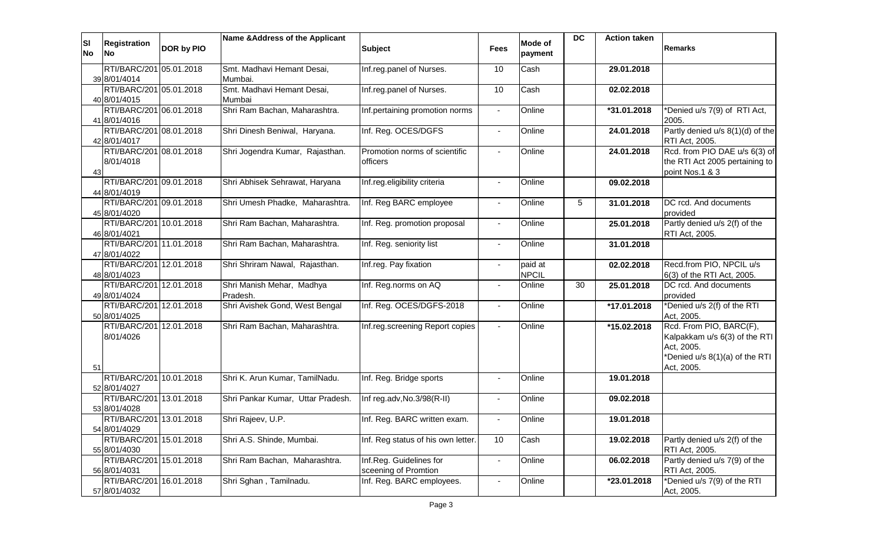| Sl No | Registration No | DOR by PIO | Name &Address of the Applicant | Subject | Fees | Mode of payment | DC | Action taken | Remarks |
|---|---|---|---|---|---|---|---|---|---|
| 39 | RTI/BARC/2018/01/4014 | 05.01.2018 | Smt. Madhavi Hemant Desai, Mumbai. | Inf.reg.panel of Nurses. | 10 | Cash | | 29.01.2018 | |
| 40 | RTI/BARC/2018/01/4015 | 05.01.2018 | Smt. Madhavi Hemant Desai, Mumbai | Inf.reg.panel of Nurses. | 10 | Cash | | 02.02.2018 | |
| 41 | RTI/BARC/2018/01/4016 | 06.01.2018 | Shri Ram Bachan, Maharashtra. | Inf.pertaining promotion norms | - | Online | | *31.01.2018 | *Denied u/s 7(9) of RTI Act, 2005. |
| 42 | RTI/BARC/2018/01/4017 | 08.01.2018 | Shri Dinesh Beniwal, Haryana. | Inf. Reg. OCES/DGFS | - | Online | | 24.01.2018 | Partly denied u/s 8(1)(d) of the RTI Act, 2005. |
| 43 | RTI/BARC/2018/01/4018 | 08.01.2018 | Shri Jogendra Kumar, Rajasthan. | Promotion norms of scientific officers | - | Online | | 24.01.2018 | Rcd. from PIO DAE u/s 6(3) of the RTI Act 2005 pertaining to point Nos.1 & 3 |
| 44 | RTI/BARC/2018/01/4019 | 09.01.2018 | Shri Abhisek Sehrawat, Haryana | Inf.reg.eligibility criteria | - | Online | | 09.02.2018 | |
| 45 | RTI/BARC/2018/01/4020 | 09.01.2018 | Shri Umesh Phadke, Maharashtra. | Inf. Reg BARC employee | - | Online | 5 | 31.01.2018 | DC rcd. And documents provided |
| 46 | RTI/BARC/2018/01/4021 | 10.01.2018 | Shri Ram Bachan, Maharashtra. | Inf. Reg. promotion proposal | - | Online | | 25.01.2018 | Partly denied u/s 2(f) of the RTI Act, 2005. |
| 47 | RTI/BARC/2018/01/4022 | 11.01.2018 | Shri Ram Bachan, Maharashtra. | Inf. Reg. seniority list | - | Online | | 31.01.2018 | |
| 48 | RTI/BARC/2018/01/4023 | 12.01.2018 | Shri Shriram Nawal, Rajasthan. | Inf.reg. Pay fixation | - | paid at NPCIL | | 02.02.2018 | Recd.from PIO, NPCIL u/s 6(3) of the RTI Act, 2005. |
| 49 | RTI/BARC/2018/01/4024 | 12.01.2018 | Shri Manish Mehar, Madhya Pradesh. | Inf. Reg.norms on AQ | - | Online | 30 | 25.01.2018 | DC rcd. And documents provided |
| 50 | RTI/BARC/2018/01/4025 | 12.01.2018 | Shri Avishek Gond, West Bengal | Inf. Reg. OCES/DGFS-2018 | - | Online | | *17.01.2018 | *Denied u/s 2(f) of the RTI Act, 2005. |
| 51 | RTI/BARC/2018/01/4026 | 12.01.2018 | Shri Ram Bachan, Maharashtra. | Inf.reg.screening Report copies | - | Online | | *15.02.2018 | Rcd. From PIO, BARC(F), Kalpakkam u/s 6(3) of the RTI Act, 2005. *Denied u/s 8(1)(a) of the RTI Act, 2005. |
| 52 | RTI/BARC/2018/01/4027 | 10.01.2018 | Shri K. Arun Kumar, TamilNadu. | Inf. Reg. Bridge sports | - | Online | | 19.01.2018 | |
| 53 | RTI/BARC/2018/01/4028 | 13.01.2018 | Shri Pankar Kumar, Uttar Pradesh. | Inf reg.adv,No.3/98(R-II) | - | Online | | 09.02.2018 | |
| 54 | RTI/BARC/2018/01/4029 | 13.01.2018 | Shri Rajeev, U.P. | Inf. Reg. BARC written exam. | - | Online | | 19.01.2018 | |
| 55 | RTI/BARC/2018/01/4030 | 15.01.2018 | Shri A.S. Shinde, Mumbai. | Inf. Reg status of his own letter. | 10 | Cash | | 19.02.2018 | Partly denied u/s 2(f) of the RTI Act, 2005. |
| 56 | RTI/BARC/2018/01/4031 | 15.01.2018 | Shri Ram Bachan, Maharashtra. | Inf.Reg. Guidelines for sceening of Promtion | - | Online | | 06.02.2018 | Partly denied u/s 7(9) of the RTI Act, 2005. |
| 57 | RTI/BARC/2018/01/4032 | 16.01.2018 | Shri Sghan , Tamilnadu. | Inf. Reg. BARC employees. | - | Online | | *23.01.2018 | *Denied u/s 7(9) of the RTI Act, 2005. |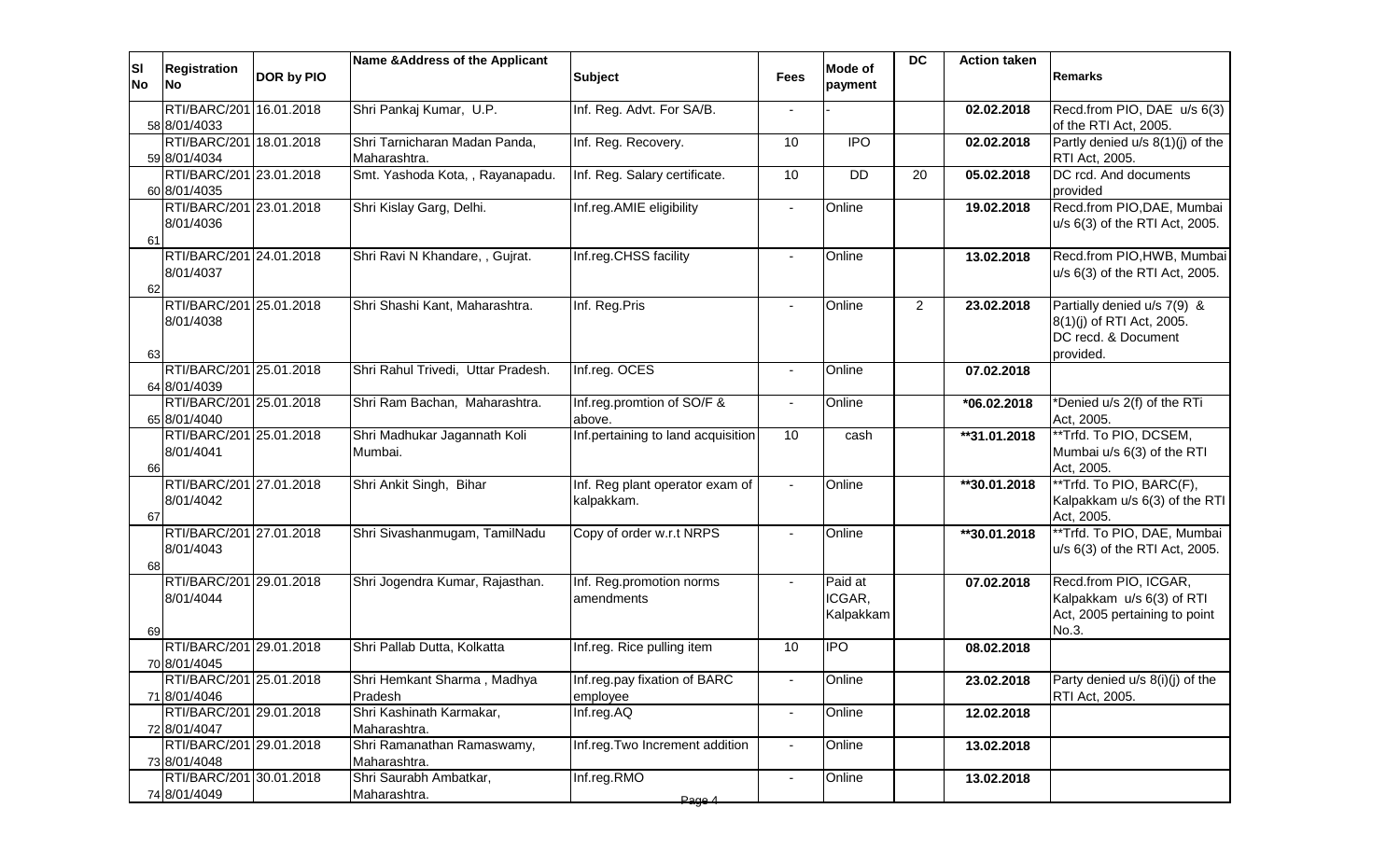| Sl No | Registration No | DOR by PIO | Name &Address of the Applicant | Subject | Fees | Mode of payment | DC | Action taken | Remarks |
|---|---|---|---|---|---|---|---|---|---|
| 58 | RTI/BARC/2018/01/4033 | 16.01.2018 | Shri Pankaj Kumar, U.P. | Inf. Reg. Advt. For SA/B. | - | - | | 02.02.2018 | Recd.from PIO, DAE u/s 6(3) of the RTI Act, 2005. |
| 59 | RTI/BARC/2018/01/4034 | 18.01.2018 | Shri Tarnicharan Madan Panda, Maharashtra. | Inf. Reg. Recovery. | 10 | IPO | | 02.02.2018 | Partly denied u/s 8(1)(j) of the RTI Act, 2005. |
| 60 | RTI/BARC/2018/01/4035 | 23.01.2018 | Smt. Yashoda Kota, , Rayanapadu. | Inf. Reg. Salary certificate. | 10 | DD | 20 | 05.02.2018 | DC rcd. And documents provided |
| 61 | RTI/BARC/2018/01/4036 | 23.01.2018 | Shri Kislay Garg, Delhi. | Inf.reg.AMIE eligibility | - | Online | | 19.02.2018 | Recd.from PIO,DAE, Mumbai u/s 6(3) of the RTI Act, 2005. |
| 62 | RTI/BARC/2018/01/4037 | 24.01.2018 | Shri Ravi N Khandare, , Gujrat. | Inf.reg.CHSS facility | - | Online | | 13.02.2018 | Recd.from PIO,HWB, Mumbai u/s 6(3) of the RTI Act, 2005. |
| 63 | RTI/BARC/2018/01/4038 | 25.01.2018 | Shri Shashi Kant, Maharashtra. | Inf. Reg.Pris | - | Online | 2 | 23.02.2018 | Partially denied u/s 7(9) & 8(1)(j) of RTI Act, 2005. DC recd. & Document provided. |
| 64 | RTI/BARC/2018/01/4039 | 25.01.2018 | Shri Rahul Trivedi, Uttar Pradesh. | Inf.reg. OCES | - | Online | | 07.02.2018 | |
| 65 | RTI/BARC/2018/01/4040 | 25.01.2018 | Shri Ram Bachan, Maharashtra. | Inf.reg.promtion of SO/F & above. | - | Online | | *06.02.2018 | *Denied u/s 2(f) of the RTi Act, 2005. |
| 66 | RTI/BARC/2018/01/4041 | 25.01.2018 | Shri Madhukar Jagannath Koli Mumbai. | Inf.pertaining to land acquisition | 10 | cash | | **31.01.2018 | **Trfd. To PIO, DCSEM, Mumbai u/s 6(3) of the RTI Act, 2005. |
| 67 | RTI/BARC/2018/01/4042 | 27.01.2018 | Shri Ankit Singh, Bihar | Inf. Reg plant operator exam of kalpakkam. | - | Online | | **30.01.2018 | **Trfd. To PIO, BARC(F), Kalpakkam u/s 6(3) of the RTI Act, 2005. |
| 68 | RTI/BARC/2018/01/4043 | 27.01.2018 | Shri Sivashanmugam, TamilNadu | Copy of order w.r.t NRPS | - | Online | | **30.01.2018 | **Trfd. To PIO, DAE, Mumbai u/s 6(3) of the RTI Act, 2005. |
| 69 | RTI/BARC/2018/01/4044 | 29.01.2018 | Shri Jogendra Kumar, Rajasthan. | Inf. Reg.promotion norms amendments | - | Paid at ICGAR, Kalpakkam | | 07.02.2018 | Recd.from PIO, ICGAR, Kalpakkam u/s 6(3) of RTI Act, 2005 pertaining to point No.3. |
| 70 | RTI/BARC/2018/01/4045 | 29.01.2018 | Shri Pallab Dutta, Kolkatta | Inf.reg. Rice pulling item | 10 | IPO | | 08.02.2018 | |
| 71 | RTI/BARC/2018/01/4046 | 25.01.2018 | Shri Hemkant Sharma , Madhya Pradesh | Inf.reg.pay fixation of BARC employee | - | Online | | 23.02.2018 | Party denied u/s 8(i)(j) of the RTI Act, 2005. |
| 72 | RTI/BARC/2018/01/4047 | 29.01.2018 | Shri Kashinath Karmakar, Maharashtra. | Inf.reg.AQ | - | Online | | 12.02.2018 | |
| 73 | RTI/BARC/2018/01/4048 | 29.01.2018 | Shri Ramanathan Ramaswamy, Maharashtra. | Inf.reg.Two Increment addition | - | Online | | 13.02.2018 | |
| 74 | RTI/BARC/2018/01/4049 | 30.01.2018 | Shri Saurabh Ambatkar, Maharashtra. | Inf.reg.RMO | - | Online | | 13.02.2018 | |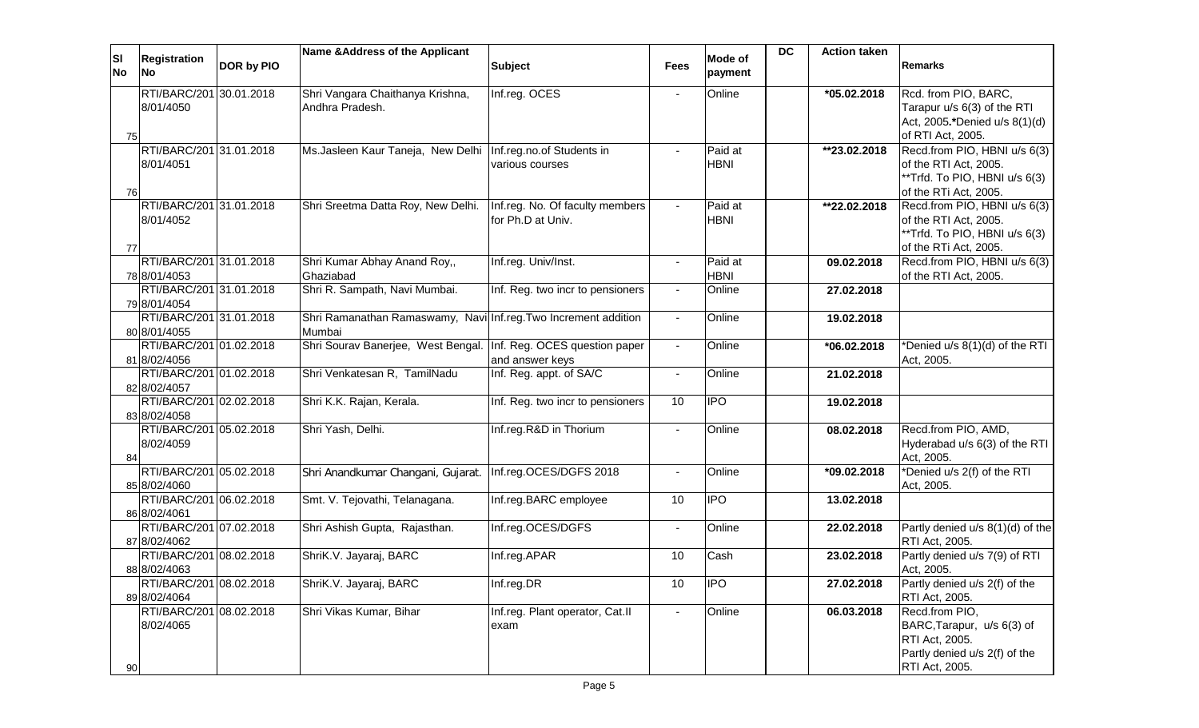| Sl No | Registration No | DOR by PIO | Name &Address of the Applicant | Subject | Fees | Mode of payment | DC | Action taken | Remarks |
|---|---|---|---|---|---|---|---|---|---|
| 75 | RTI/BARC/2018/01/4050 | 30.01.2018 | Shri Vangara Chaithanya Krishna, Andhra Pradesh. | Inf.reg. OCES | - | Online | | *05.02.2018 | Rcd. from PIO, BARC, Tarapur u/s 6(3) of the RTI Act, 2005.*Denied u/s 8(1)(d) of RTI Act, 2005. |
| 76 | RTI/BARC/2018/01/4051 | 31.01.2018 | Ms.Jasleen Kaur Taneja, New Delhi | Inf.reg.no.of Students in various courses | - | Paid at HBNI | | **23.02.2018 | Recd.from PIO, HBNI u/s 6(3) of the RTI Act, 2005. **Trfd. To PIO, HBNI u/s 6(3) of the RTi Act, 2005. |
| 77 | RTI/BARC/2018/01/4052 | 31.01.2018 | Shri Sreetma Datta Roy, New Delhi. | Inf.reg. No. Of faculty members for Ph.D at Univ. | - | Paid at HBNI | | **22.02.2018 | Recd.from PIO, HBNI u/s 6(3) of the RTI Act, 2005. **Trfd. To PIO, HBNI u/s 6(3) of the RTi Act, 2005. |
| 78 | RTI/BARC/2018/01/4053 | 31.01.2018 | Shri Kumar Abhay Anand Roy,, Ghaziabad | Inf.reg. Univ/Inst. | - | Paid at HBNI | | 09.02.2018 | Recd.from PIO, HBNI u/s 6(3) of the RTI Act, 2005. |
| 79 | RTI/BARC/2018/01/4054 | 31.01.2018 | Shri R. Sampath, Navi Mumbai. | Inf. Reg. two incr to pensioners | - | Online | | 27.02.2018 | |
| 80 | RTI/BARC/2018/01/4055 | 31.01.2018 | Shri Ramanathan Ramaswamy, Navi Mumbai | Inf.reg.Two Increment addition | - | Online | | 19.02.2018 | |
| 81 | RTI/BARC/2018/02/4056 | 01.02.2018 | Shri Sourav Banerjee, West Bengal. | Inf. Reg. OCES question paper and answer keys | - | Online | | *06.02.2018 | *Denied u/s 8(1)(d) of the RTI Act, 2005. |
| 82 | RTI/BARC/2018/02/4057 | 01.02.2018 | Shri Venkatesan R, TamilNadu | Inf. Reg. appt. of SA/C | - | Online | | 21.02.2018 | |
| 83 | RTI/BARC/2018/02/4058 | 02.02.2018 | Shri K.K. Rajan, Kerala. | Inf. Reg. two incr to pensioners | 10 | IPO | | 19.02.2018 | |
| 84 | RTI/BARC/2018/02/4059 | 05.02.2018 | Shri Yash, Delhi. | Inf.reg.R&D in Thorium | - | Online | | 08.02.2018 | Recd.from PIO, AMD, Hyderabad u/s 6(3) of the RTI Act, 2005. |
| 85 | RTI/BARC/2018/02/4060 | 05.02.2018 | Shri Anandkumar Changani, Gujarat. | Inf.reg.OCES/DGFS 2018 | - | Online | | *09.02.2018 | *Denied u/s 2(f) of the RTI Act, 2005. |
| 86 | RTI/BARC/2018/02/4061 | 06.02.2018 | Smt. V. Tejovathi, Telanagana. | Inf.reg.BARC employee | 10 | IPO | | 13.02.2018 | |
| 87 | RTI/BARC/2018/02/4062 | 07.02.2018 | Shri Ashish Gupta, Rajasthan. | Inf.reg.OCES/DGFS | - | Online | | 22.02.2018 | Partly denied u/s 8(1)(d) of the RTI Act, 2005. |
| 88 | RTI/BARC/2018/02/4063 | 08.02.2018 | ShriK.V. Jayaraj, BARC | Inf.reg.APAR | 10 | Cash | | 23.02.2018 | Partly denied u/s 7(9) of RTI Act, 2005. |
| 89 | RTI/BARC/2018/02/4064 | 08.02.2018 | ShriK.V. Jayaraj, BARC | Inf.reg.DR | 10 | IPO | | 27.02.2018 | Partly denied u/s 2(f) of the RTI Act, 2005. |
| 90 | RTI/BARC/2018/02/4065 | 08.02.2018 | Shri Vikas Kumar, Bihar | Inf.reg. Plant operator, Cat.II exam | - | Online | | 06.03.2018 | Recd.from PIO, BARC,Tarapur, u/s 6(3) of RTI Act, 2005. Partly denied u/s 2(f) of the RTI Act, 2005. |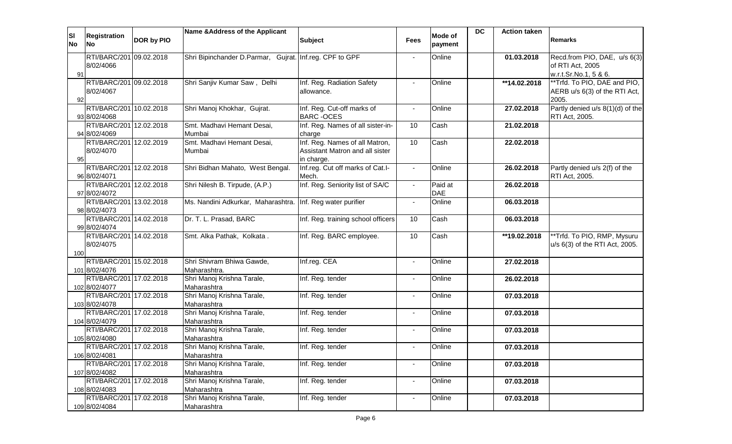| Sl No | Registration No | DOR by PIO | Name &Address of the Applicant | Subject | Fees | Mode of payment | DC | Action taken | Remarks |
|---|---|---|---|---|---|---|---|---|---|
| 91 | RTI/BARC/2018/02/4066 | 09.02.2018 | Shri Bipinchander D.Parmar, Gujrat. | Inf.reg. CPF to GPF | - | Online | | 01.03.2018 | Recd.from PIO, DAE, u/s 6(3) of RTI Act, 2005 w.r.t.Sr.No.1, 5 & 6. |
| 92 | RTI/BARC/2018/02/4067 | 09.02.2018 | Shri Sanjiv Kumar Saw , Delhi | Inf. Reg. Radiation Safety allowance. | - | Online | | **14.02.2018 | **Trfd. To PIO, DAE and PIO, AERB u/s 6(3) of the RTI Act, 2005. |
| 93 | RTI/BARC/2018/02/4068 | 10.02.2018 | Shri Manoj Khokhar, Gujrat. | Inf. Reg. Cut-off marks of BARC -OCES | - | Online | | 27.02.2018 | Partly denied u/s 8(1)(d) of the RTI Act, 2005. |
| 94 | RTI/BARC/2018/02/4069 | 12.02.2018 | Smt. Madhavi Hemant Desai, Mumbai | Inf. Reg. Names of all sister-in-charge | 10 | Cash | | 21.02.2018 | |
| 95 | RTI/BARC/2018/02/4070 | 12.02.2019 | Smt. Madhavi Hemant Desai, Mumbai | Inf. Reg. Names of all Matron, Assistant Matron and all sister in charge. | 10 | Cash | | 22.02.2018 | |
| 96 | RTI/BARC/2018/02/4071 | 12.02.2018 | Shri Bidhan Mahato, West Bengal. | Inf.reg. Cut off marks of Cat.I-Mech. | - | Online | | 26.02.2018 | Partly denied u/s 2(f) of the RTI Act, 2005. |
| 97 | RTI/BARC/2018/02/4072 | 12.02.2018 | Shri Nilesh B. Tirpude, (A.P.) | Inf. Reg. Seniority list of SA/C | - | Paid at DAE | | 26.02.2018 | |
| 98 | RTI/BARC/2018/02/4073 | 13.02.2018 | Ms. Nandini Adkurkar, Maharashtra. | Inf. Reg water purifier | - | Online | | 06.03.2018 | |
| 99 | RTI/BARC/2018/02/4074 | 14.02.2018 | Dr. T. L. Prasad, BARC | Inf. Reg. training school officers | 10 | Cash | | 06.03.2018 | |
| 100 | RTI/BARC/2018/02/4075 | 14.02.2018 | Smt. Alka Pathak, Kolkata . | Inf. Reg. BARC employee. | 10 | Cash | | **19.02.2018 | **Trfd. To PIO, RMP, Mysuru u/s 6(3) of the RTI Act, 2005. |
| 101 | RTI/BARC/2018/02/4076 | 15.02.2018 | Shri Shivram Bhiwa Gawde, Maharashtra. | Inf.reg. CEA | - | Online | | 27.02.2018 | |
| 102 | RTI/BARC/2018/02/4077 | 17.02.2018 | Shri Manoj Krishna Tarale, Maharashtra | Inf. Reg. tender | - | Online | | 26.02.2018 | |
| 103 | RTI/BARC/2018/02/4078 | 17.02.2018 | Shri Manoj Krishna Tarale, Maharashtra | Inf. Reg. tender | - | Online | | 07.03.2018 | |
| 104 | RTI/BARC/2018/02/4079 | 17.02.2018 | Shri Manoj Krishna Tarale, Maharashtra | Inf. Reg. tender | - | Online | | 07.03.2018 | |
| 105 | RTI/BARC/2018/02/4080 | 17.02.2018 | Shri Manoj Krishna Tarale, Maharashtra | Inf. Reg. tender | - | Online | | 07.03.2018 | |
| 106 | RTI/BARC/2018/02/4081 | 17.02.2018 | Shri Manoj Krishna Tarale, Maharashtra | Inf. Reg. tender | - | Online | | 07.03.2018 | |
| 107 | RTI/BARC/2018/02/4082 | 17.02.2018 | Shri Manoj Krishna Tarale, Maharashtra | Inf. Reg. tender | - | Online | | 07.03.2018 | |
| 108 | RTI/BARC/2018/02/4083 | 17.02.2018 | Shri Manoj Krishna Tarale, Maharashtra | Inf. Reg. tender | - | Online | | 07.03.2018 | |
| 109 | RTI/BARC/2018/02/4084 | 17.02.2018 | Shri Manoj Krishna Tarale, Maharashtra | Inf. Reg. tender | - | Online | | 07.03.2018 | |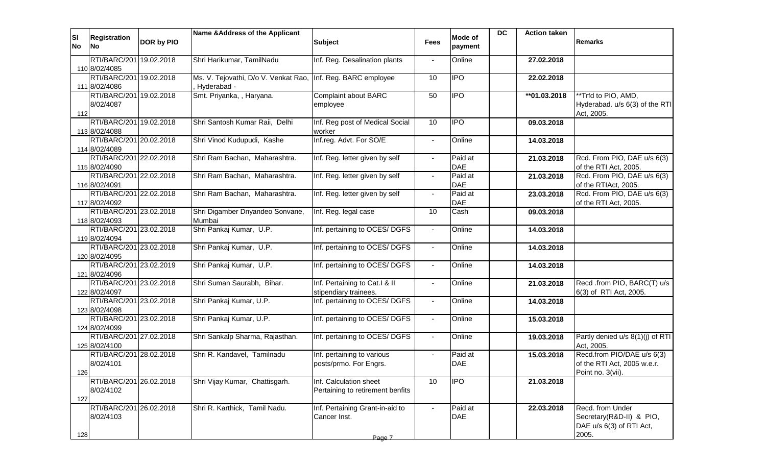| Sl No | Registration No | DOR by PIO | Name &Address of the Applicant | Subject | Fees | Mode of payment | DC | Action taken | Remarks |
|---|---|---|---|---|---|---|---|---|---|
| 110 | RTI/BARC/2018/02/4085 | 19.02.2018 | Shri Harikumar, TamilNadu | Inf. Reg. Desalination plants | - | Online | | 27.02.2018 | |
| 111 | RTI/BARC/2018/02/4086 | 19.02.2018 | Ms. V. Tejovathi, D/o V. Venkat Rao, , Hyderabad - | Inf. Reg. BARC employee | 10 | IPO | | 22.02.2018 | |
| 112 | RTI/BARC/2018/02/4087 | 19.02.2018 | Smt. Priyanka, , Haryana. | Complaint about BARC employee | 50 | IPO | | **01.03.2018 | **Trfd to PIO, AMD, Hyderabad. u/s 6(3) of the RTI Act, 2005. |
| 113 | RTI/BARC/2018/02/4088 | 19.02.2018 | Shri Santosh Kumar Raii, Delhi | Inf. Reg post of Medical Social worker | 10 | IPO | | 09.03.2018 | |
| 114 | RTI/BARC/2018/02/4089 | 20.02.2018 | Shri Vinod Kudupudi, Kashe | Inf.reg. Advt. For SO/E | - | Online | | 14.03.2018 | |
| 115 | RTI/BARC/2018/02/4090 | 22.02.2018 | Shri Ram Bachan, Maharashtra. | Inf. Reg. letter given by self | - | Paid at DAE | | 21.03.2018 | Rcd. From PIO, DAE u/s 6(3) of the RTI Act, 2005. |
| 116 | RTI/BARC/2018/02/4091 | 22.02.2018 | Shri Ram Bachan, Maharashtra. | Inf. Reg. letter given by self | - | Paid at DAE | | 21.03.2018 | Rcd. From PIO, DAE u/s 6(3) of the RTIAct, 2005. |
| 117 | RTI/BARC/2018/02/4092 | 22.02.2018 | Shri Ram Bachan, Maharashtra. | Inf. Reg. letter given by self | - | Paid at DAE | | 23.03.2018 | Rcd. From PIO, DAE u/s 6(3) of the RTI Act, 2005. |
| 118 | RTI/BARC/2018/02/4093 | 23.02.2018 | Shri Digamber Dnyandeo Sonvane, Mumbai | Inf. Reg. legal case | 10 | Cash | | 09.03.2018 | |
| 119 | RTI/BARC/2018/02/4094 | 23.02.2018 | Shri Pankaj Kumar, U.P. | Inf. pertaining to OCES/ DGFS | - | Online | | 14.03.2018 | |
| 120 | RTI/BARC/2018/02/4095 | 23.02.2018 | Shri Pankaj Kumar, U.P. | Inf. pertaining to OCES/ DGFS | - | Online | | 14.03.2018 | |
| 121 | RTI/BARC/2018/02/4096 | 23.02.2019 | Shri Pankaj Kumar, U.P. | Inf. pertaining to OCES/ DGFS | - | Online | | 14.03.2018 | |
| 122 | RTI/BARC/2018/02/4097 | 23.02.2018 | Shri Suman Saurabh, Bihar. | Inf. Pertaining to Cat.I & II stipendiary trainees. | - | Online | | 21.03.2018 | Recd .from PIO, BARC(T) u/s 6(3) of RTI Act, 2005. |
| 123 | RTI/BARC/2018/02/4098 | 23.02.2018 | Shri Pankaj Kumar, U.P. | Inf. pertaining to OCES/ DGFS | - | Online | | 14.03.2018 | |
| 124 | RTI/BARC/2018/02/4099 | 23.02.2018 | Shri Pankaj Kumar, U.P. | Inf. pertaining to OCES/ DGFS | - | Online | | 15.03.2018 | |
| 125 | RTI/BARC/2018/02/4100 | 27.02.2018 | Shri Sankalp Sharma, Rajasthan. | Inf. pertaining to OCES/ DGFS | - | Online | | 19.03.2018 | Partly denied u/s 8(1)(j) of RTI Act, 2005. |
| 126 | RTI/BARC/2018/02/4101 | 28.02.2018 | Shri R. Kandavel, Tamilnadu | Inf. pertaining to various posts/prmo. For Engrs. | - | Paid at DAE | | 15.03.2018 | Recd.from PIO/DAE u/s 6(3) of the RTI Act, 2005 w.e.r. Point no. 3(vii). |
| 127 | RTI/BARC/2018/02/4102 | 26.02.2018 | Shri Vijay Kumar, Chattisgarh. | Inf. Calculation sheet Pertaining to retirement benfits | 10 | IPO | | 21.03.2018 | |
| 128 | RTI/BARC/2018/02/4103 | 26.02.2018 | Shri R. Karthick, Tamil Nadu. | Inf. Pertaining Grant-in-aid to Cancer Inst. | - | Paid at DAE | | 22.03.2018 | Recd. from Under Secretary(R&D-II) & PIO, DAE u/s 6(3) of RTI Act, 2005. |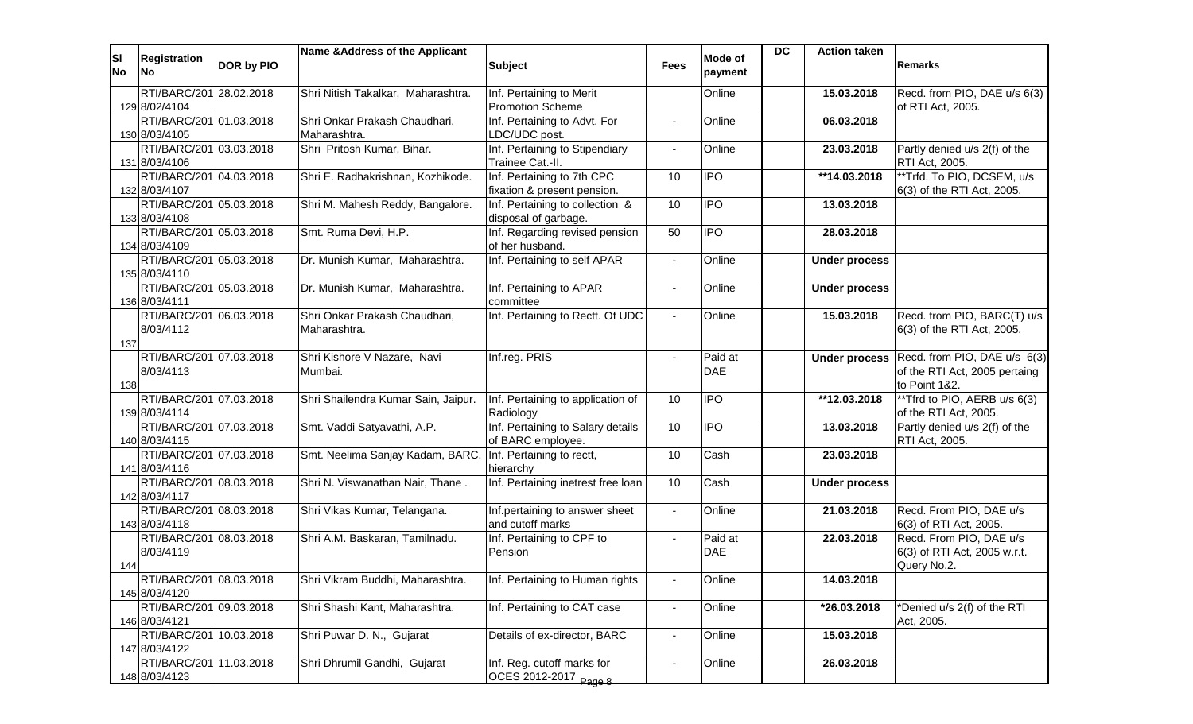| Sl No | Registration No | DOR by PIO | Name &Address of the Applicant | Subject | Fees | Mode of payment | DC | Action taken | Remarks |
|---|---|---|---|---|---|---|---|---|---|
| 129 | RTI/BARC/2018/02/4104 | 28.02.2018 | Shri Nitish Takalkar, Maharashtra. | Inf. Pertaining to Merit Promotion Scheme | | Online | | 15.03.2018 | Recd. from PIO, DAE u/s 6(3) of RTI Act, 2005. |
| 130 | RTI/BARC/2018/03/4105 | 01.03.2018 | Shri Onkar Prakash Chaudhari, Maharashtra. | Inf. Pertaining to Advt. For LDC/UDC post. | - | Online | | 06.03.2018 | |
| 131 | RTI/BARC/2018/03/4106 | 03.03.2018 | Shri Pritosh Kumar, Bihar. | Inf. Pertaining to Stipendiary Trainee Cat.-II. | - | Online | | 23.03.2018 | Partly denied u/s 2(f) of the RTI Act, 2005. |
| 132 | RTI/BARC/2018/03/4107 | 04.03.2018 | Shri E. Radhakrishnan, Kozhikode. | Inf. Pertaining to 7th CPC fixation & present pension. | 10 | IPO | | **14.03.2018 | **Trfd. To PIO, DCSEM, u/s 6(3) of the RTI Act, 2005. |
| 133 | RTI/BARC/2018/03/4108 | 05.03.2018 | Shri M. Mahesh Reddy, Bangalore. | Inf. Pertaining to collection & disposal of garbage. | 10 | IPO | | 13.03.2018 | |
| 134 | RTI/BARC/2018/03/4109 | 05.03.2018 | Smt. Ruma Devi, H.P. | Inf. Regarding revised pension of her husband. | 50 | IPO | | 28.03.2018 | |
| 135 | RTI/BARC/2018/03/4110 | 05.03.2018 | Dr. Munish Kumar, Maharashtra. | Inf. Pertaining to self APAR | - | Online | | **Under process** | |
| 136 | RTI/BARC/2018/03/4111 | 05.03.2018 | Dr. Munish Kumar, Maharashtra. | Inf. Pertaining to APAR committee | - | Online | | **Under process** | |
| 137 | RTI/BARC/2018/03/4112 | 06.03.2018 | Shri Onkar Prakash Chaudhari, Maharashtra. | Inf. Pertaining to Rectt. Of UDC | - | Online | | 15.03.2018 | Recd. from PIO, BARC(T) u/s 6(3) of the RTI Act, 2005. |
| 138 | RTI/BARC/2018/03/4113 | 07.03.2018 | Shri Kishore V Nazare, Navi Mumbai. | Inf.reg. PRIS | - | Paid at DAE | | **Under process** | Recd. from PIO, DAE u/s 6(3) of the RTI Act, 2005 pertaing to Point 1&2. |
| 139 | RTI/BARC/2018/03/4114 | 07.03.2018 | Shri Shailendra Kumar Sain, Jaipur. | Inf. Pertaining to application of Radiology | 10 | IPO | | **12.03.2018 | **Tfrd to PIO, AERB u/s 6(3) of the RTI Act, 2005. |
| 140 | RTI/BARC/2018/03/4115 | 07.03.2018 | Smt. Vaddi Satyavathi, A.P. | Inf. Pertaining to Salary details of BARC employee. | 10 | IPO | | 13.03.2018 | Partly denied u/s 2(f) of the RTI Act, 2005. |
| 141 | RTI/BARC/2018/03/4116 | 07.03.2018 | Smt. Neelima Sanjay Kadam, BARC. | Inf. Pertaining to rectt, hierarchy | 10 | Cash | | 23.03.2018 | |
| 142 | RTI/BARC/2018/03/4117 | 08.03.2018 | Shri N. Viswanathan Nair, Thane . | Inf. Pertaining inetrest free loan | 10 | Cash | | **Under process** | |
| 143 | RTI/BARC/2018/03/4118 | 08.03.2018 | Shri Vikas Kumar, Telangana. | Inf.pertaining to answer sheet and cutoff marks | - | Online | | 21.03.2018 | Recd. From PIO, DAE u/s 6(3) of RTI Act, 2005. |
| 144 | RTI/BARC/2018/03/4119 | 08.03.2018 | Shri A.M. Baskaran, Tamilnadu. | Inf. Pertaining to CPF to Pension | - | Paid at DAE | | 22.03.2018 | Recd. From PIO, DAE u/s 6(3) of RTI Act, 2005 w.r.t. Query No.2. |
| 145 | RTI/BARC/2018/03/4120 | 08.03.2018 | Shri Vikram Buddhi, Maharashtra. | Inf. Pertaining to Human rights | - | Online | | 14.03.2018 | |
| 146 | RTI/BARC/2018/03/4121 | 09.03.2018 | Shri Shashi Kant, Maharashtra. | Inf. Pertaining to CAT case | - | Online | | *26.03.2018 | *Denied u/s 2(f) of the RTI Act, 2005. |
| 147 | RTI/BARC/2018/03/4122 | 10.03.2018 | Shri Puwar D. N., Gujarat | Details of ex-director, BARC | - | Online | | 15.03.2018 | |
| 148 | RTI/BARC/2018/03/4123 | 11.03.2018 | Shri Dhrumil Gandhi, Gujarat | Inf. Reg. cutoff marks for OCES 2012-2017 | - | Online | | 26.03.2018 | |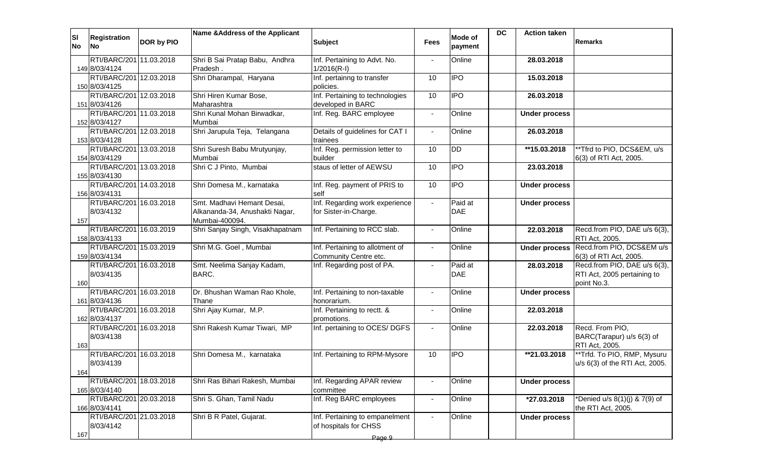| Sl No | Registration No | DOR by PIO | Name &Address of the Applicant | Subject | Fees | Mode of payment | DC | Action taken | Remarks |
|---|---|---|---|---|---|---|---|---|---|
| 149 | RTI/BARC/2018/03/4124 | 11.03.2018 | Shri B Sai Pratap Babu, Andhra Pradesh . | Inf. Pertaining to Advt. No. 1/2016(R-I) | - | Online | | 28.03.2018 | |
| 150 | RTI/BARC/2018/03/4125 | 12.03.2018 | Shri Dharampal, Haryana | Inf. pertainng to transfer policies. | 10 | IPO | | 15.03.2018 | |
| 151 | RTI/BARC/2018/03/4126 | 12.03.2018 | Shri Hiren Kumar Bose, Maharashtra | Inf. Pertaining to technologies developed in BARC | 10 | IPO | | 26.03.2018 | |
| 152 | RTI/BARC/2018/03/4127 | 11.03.2018 | Shri Kunal Mohan Birwadkar, Mumbai | Inf. Reg. BARC employee | - | Online | | **Under process** | |
| 153 | RTI/BARC/2018/03/4128 | 12.03.2018 | Shri Jarupula Teja, Telangana | Details of guidelines for CAT I trainees | - | Online | | 26.03.2018 | |
| 154 | RTI/BARC/2018/03/4129 | 13.03.2018 | Shri Suresh Babu Mrutyunjay, Mumbai | Inf. Reg. permission letter to builder | 10 | DD | | **15.03.2018 | **Tfrd to PIO, DCS&EM, u/s 6(3) of RTI Act, 2005. |
| 155 | RTI/BARC/2018/03/4130 | 13.03.2018 | Shri C J Pinto, Mumbai | staus of letter of AEWSU | 10 | IPO | | 23.03.2018 | |
| 156 | RTI/BARC/2018/03/4131 | 14.03.2018 | Shri Domesa M., karnataka | Inf. Reg. payment of PRIS to self | 10 | IPO | | **Under process** | |
| 157 | RTI/BARC/2018/03/4132 | 16.03.2018 | Smt. Madhavi Hemant Desai, Alkananda-34, Anushakti Nagar, Mumbai-400094. | Inf. Regarding work experience for Sister-in-Charge. | - | Paid at DAE | | **Under process** | |
| 158 | RTI/BARC/2018/03/4133 | 16.03.2019 | Shri Sanjay Singh, Visakhapatnam | Inf. Pertaining to RCC slab. | - | Online | | 22.03.2018 | Recd.from PIO, DAE u/s 6(3), RTI Act, 2005. |
| 159 | RTI/BARC/2018/03/4134 | 15.03.2019 | Shri M.G. Goel , Mumbai | Inf. Pertaining to allotment of Community Centre etc. | - | Online | | **Under process** | Recd.from PIO, DCS&EM u/s 6(3) of RTI Act, 2005. |
| 160 | RTI/BARC/2018/03/4135 | 16.03.2018 | Smt. Neelima Sanjay Kadam, BARC. | Inf. Regarding post of PA. | - | Paid at DAE | | 28.03.2018 | Recd.from PIO, DAE u/s 6(3), RTI Act, 2005 pertaining to point No.3. |
| 161 | RTI/BARC/2018/03/4136 | 16.03.2018 | Dr. Bhushan Waman Rao Khole, Thane | Inf. Pertaining to non-taxable honorarium. | - | Online | | **Under process** | |
| 162 | RTI/BARC/2018/03/4137 | 16.03.2018 | Shri Ajay Kumar, M.P. | Inf. Pertaining to rectt. & promotions. | - | Online | | 22.03.2018 | |
| 163 | RTI/BARC/2018/03/4138 | 16.03.2018 | Shri Rakesh Kumar Tiwari, MP | Inf. pertaining to OCES/ DGFS | - | Online | | 22.03.2018 | Recd. From PIO, BARC(Tarapur) u/s 6(3) of RTI Act, 2005. |
| 164 | RTI/BARC/2018/03/4139 | 16.03.2018 | Shri Domesa M., karnataka | Inf. Pertaining to RPM-Mysore | 10 | IPO | | **21.03.2018 | **Trfd. To PIO, RMP, Mysuru u/s 6(3) of the RTI Act, 2005. |
| 165 | RTI/BARC/2018/03/4140 | 18.03.2018 | Shri Ras Bihari Rakesh, Mumbai | Inf. Regarding APAR review committee | - | Online | | **Under process** | |
| 166 | RTI/BARC/2018/03/4141 | 20.03.2018 | Shri S. Ghan, Tamil Nadu | Inf. Reg BARC employees | - | Online | | *27.03.2018 | *Denied u/s 8(1)(j) & 7(9) of the RTI Act, 2005. |
| 167 | RTI/BARC/2018/03/4142 | 21.03.2018 | Shri B R Patel, Gujarat. | Inf. Pertaining to empanelment of hospitals for CHSS | - | Online | | **Under process** | |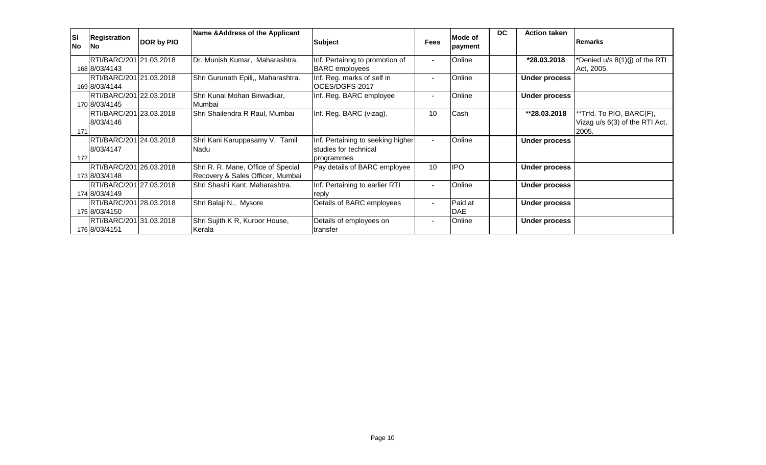| Sl No | Registration No | DOR by PIO | Name &Address of the Applicant | Subject | Fees | Mode of payment | DC | Action taken | Remarks |
|---|---|---|---|---|---|---|---|---|---|
| 168 | RTI/BARC/2018/03/4143 | 21.03.2018 | Dr. Munish Kumar, Maharashtra. | Inf. Pertainng to promotion of BARC employees | - | Online | | *28.03.2018 | *Denied u/s 8(1)(j) of the RTI Act, 2005. |
| 169 | RTI/BARC/2018/03/4144 | 21.03.2018 | Shri Gurunath Epili,, Maharashtra. | Inf. Reg. marks of self in OCES/DGFS-2017 | - | Online | | **Under process** | |
| 170 | RTI/BARC/2018/03/4145 | 22.03.2018 | Shri Kunal Mohan Birwadkar, Mumbai | Inf. Reg. BARC employee | - | Online | | **Under process** | |
| 171 | RTI/BARC/2018/03/4146 | 23.03.2018 | Shri Shailendra R Raul, Mumbai | Inf. Reg. BARC (vizag). | 10 | Cash | | **28.03.2018 | **Trfd. To PIO, BARC(F), Vizag u/s 6(3) of the RTI Act, 2005. |
| 172 | RTI/BARC/2018/03/4147 | 24.03.2018 | Shri Kani Karuppasamy V, Tamil Nadu | Inf. Pertaining to seeking higher studies for technical programmes | - | Online | | **Under process** | |
| 173 | RTI/BARC/2018/03/4148 | 26.03.2018 | Shri R. R. Mane, Office of Special Recovery & Sales Officer, Mumbai | Pay details of BARC employee | 10 | IPO | | **Under process** | |
| 174 | RTI/BARC/2018/03/4149 | 27.03.2018 | Shri Shashi Kant, Maharashtra. | Inf. Pertaining to earlier RTI reply | - | Online | | **Under process** | |
| 175 | RTI/BARC/2018/03/4150 | 28.03.2018 | Shri Balaji N., Mysore | Details of BARC employees | - | Paid at DAE | | **Under process** | |
| 176 | RTI/BARC/2018/03/4151 | 31.03.2018 | Shri Sujith K R, Kuroor House, Kerala | Details of employees on transfer | - | Online | | **Under process** | |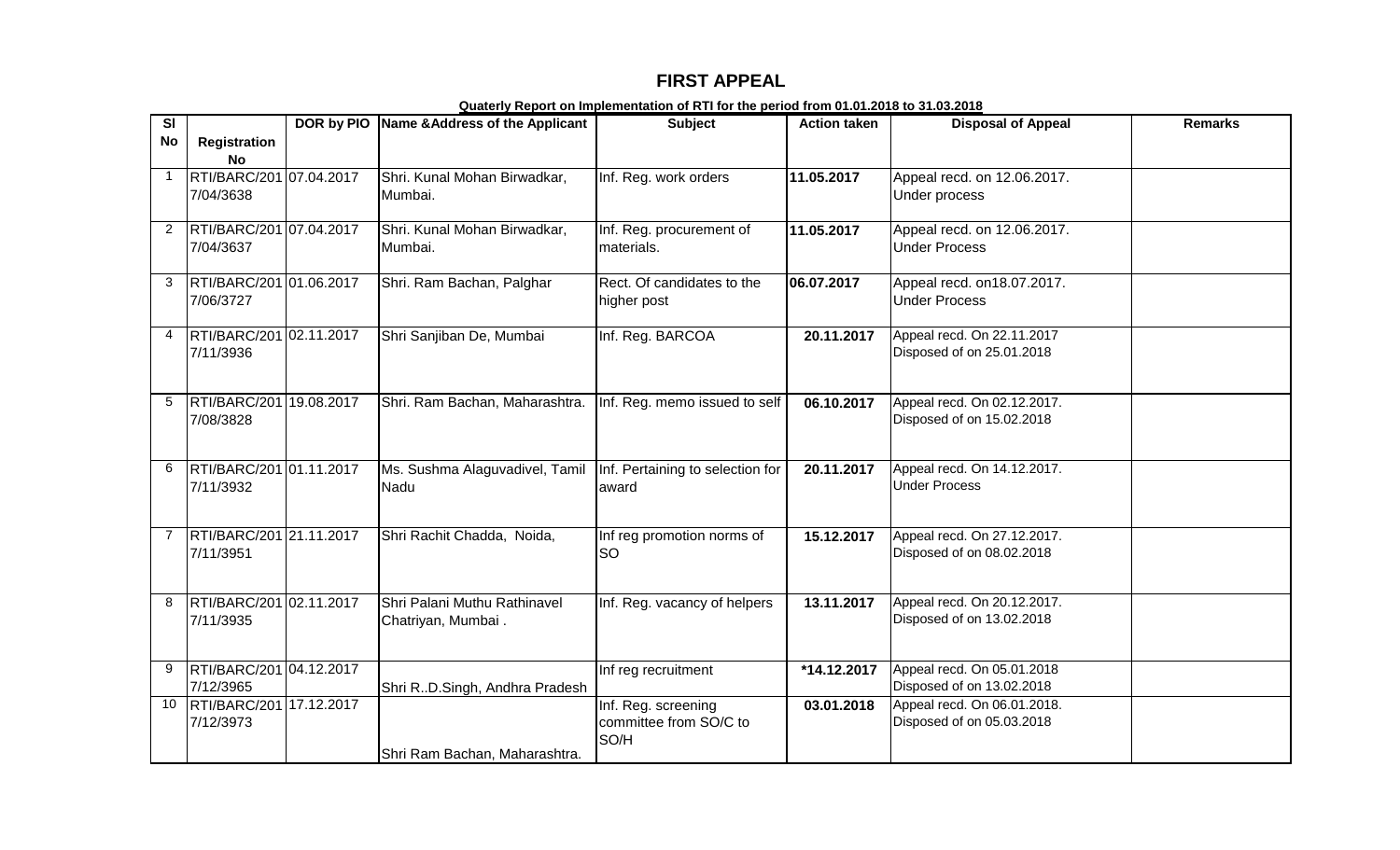# FIRST APPEAL

**Quaterly Report on Implementation of RTI for the period from 01.01.2018 to 31.03.2018**

| Sl No | Registration No | DOR by PIO | Name &Address of the Applicant | Subject | Action taken | Disposal of Appeal | Remarks |
|---|---|---|---|---|---|---|---|
| 1 | RTI/BARC/2017/04/3638 | 07.04.2017 | Shri. Kunal Mohan Birwadkar, Mumbai. | Inf. Reg. work orders | **11.05.2017** | Appeal recd. on 12.06.2017. Under process | |
| 2 | RTI/BARC/2017/04/3637 | 07.04.2017 | Shri. Kunal Mohan Birwadkar, Mumbai. | Inf. Reg. procurement of materials. | **11.05.2017** | Appeal recd. on 12.06.2017. Under Process | |
| 3 | RTI/BARC/2017/06/3727 | 01.06.2017 | Shri. Ram Bachan, Palghar | Rect. Of candidates to the higher post | **06.07.2017** | Appeal recd. on18.07.2017. Under Process | |
| 4 | RTI/BARC/2017/11/3936 | 02.11.2017 | Shri Sanjiban De, Mumbai | Inf. Reg. BARCOA | **20.11.2017** | Appeal recd. On 22.11.2017 Disposed of on 25.01.2018 | |
| 5 | RTI/BARC/2017/08/3828 | 19.08.2017 | Shri. Ram Bachan, Maharashtra. | Inf. Reg. memo issued to self | **06.10.2017** | Appeal recd. On 02.12.2017. Disposed of on 15.02.2018 | |
| 6 | RTI/BARC/2017/11/3932 | 01.11.2017 | Ms. Sushma Alaguvadivel, Tamil Nadu | Inf. Pertaining to selection for award | **20.11.2017** | Appeal recd. On 14.12.2017. Under Process | |
| 7 | RTI/BARC/2017/11/3951 | 21.11.2017 | Shri Rachit Chadda, Noida, | Inf reg promotion norms of SO | **15.12.2017** | Appeal recd. On 27.12.2017. Disposed of on 08.02.2018 | |
| 8 | RTI/BARC/2017/11/3935 | 02.11.2017 | Shri Palani Muthu Rathinavel Chatriyan, Mumbai . | Inf. Reg. vacancy of helpers | **13.11.2017** | Appeal recd. On 20.12.2017. Disposed of on 13.02.2018 | |
| 9 | RTI/BARC/2017/12/3965 | 04.12.2017 | Shri R..D.Singh, Andhra Pradesh | Inf reg recruitment | ***14.12.2017** | Appeal recd. On 05.01.2018 Disposed of on 13.02.2018 | |
| 10 | RTI/BARC/2017/12/3973 | 17.12.2017 | Shri Ram Bachan, Maharashtra. | Inf. Reg. screening committee from SO/C to SO/H | **03.01.2018** | Appeal recd. On 06.01.2018. Disposed of on 05.03.2018 | |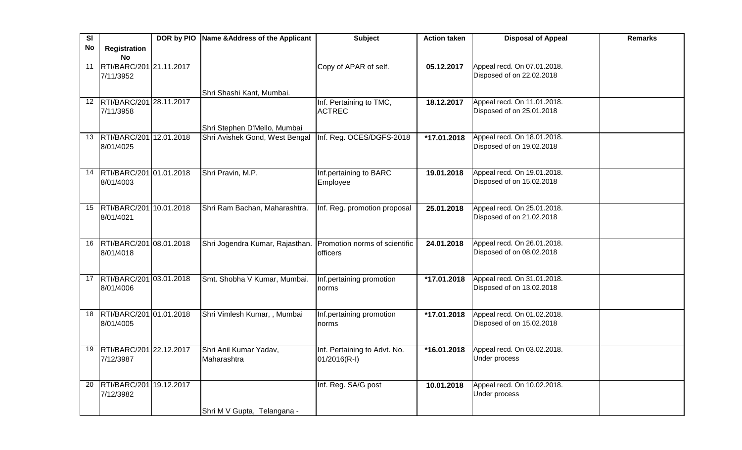| Sl No | Registration No | DOR by PIO | Name &Address of the Applicant | Subject | Action taken | Disposal of Appeal | Remarks |
|---|---|---|---|---|---|---|---|
| 11 | RTI/BARC/2017/11/3952 | 21.11.2017 | Shri Shashi Kant, Mumbai. | Copy of APAR of self. | **05.12.2017** | Appeal recd. On 07.01.2018. Disposed of on 22.02.2018 | |
| 12 | RTI/BARC/2017/11/3958 | 28.11.2017 | Shri Stephen D'Mello, Mumbai | Inf. Pertaining to TMC, ACTREC | **18.12.2017** | Appeal recd. On 11.01.2018. Disposed of on 25.01.2018 | |
| 13 | RTI/BARC/2018/01/4025 | 12.01.2018 | Shri Avishek Gond, West Bengal | Inf. Reg. OCES/DGFS-2018 | ***17.01.2018** | Appeal recd. On 18.01.2018. Disposed of on 19.02.2018 | |
| 14 | RTI/BARC/2018/01/4003 | 01.01.2018 | Shri Pravin, M.P. | Inf.pertaining to BARC Employee | **19.01.2018** | Appeal recd. On 19.01.2018. Disposed of on 15.02.2018 | |
| 15 | RTI/BARC/2018/01/4021 | 10.01.2018 | Shri Ram Bachan, Maharashtra. | Inf. Reg. promotion proposal | **25.01.2018** | Appeal recd. On 25.01.2018. Disposed of on 21.02.2018 | |
| 16 | RTI/BARC/2018/01/4018 | 08.01.2018 | Shri Jogendra Kumar, Rajasthan. | Promotion norms of scientific officers | **24.01.2018** | Appeal recd. On 26.01.2018. Disposed of on 08.02.2018 | |
| 17 | RTI/BARC/2018/01/4006 | 03.01.2018 | Smt. Shobha V Kumar, Mumbai. | Inf.pertaining promotion norms | ***17.01.2018** | Appeal recd. On 31.01.2018. Disposed of on 13.02.2018 | |
| 18 | RTI/BARC/2018/01/4005 | 01.01.2018 | Shri Vimlesh Kumar, , Mumbai | Inf.pertaining promotion norms | ***17.01.2018** | Appeal recd. On 01.02.2018. Disposed of on 15.02.2018 | |
| 19 | RTI/BARC/2017/12/3987 | 22.12.2017 | Shri Anil Kumar Yadav, Maharashtra | Inf. Pertaining to Advt. No. 01/2016(R-I) | ***16.01.2018** | Appeal recd. On 03.02.2018. Under process | |
| 20 | RTI/BARC/2017/12/3982 | 19.12.2017 | Shri M V Gupta, Telangana - | Inf. Reg. SA/G post | **10.01.2018** | Appeal recd. On 10.02.2018. Under process | |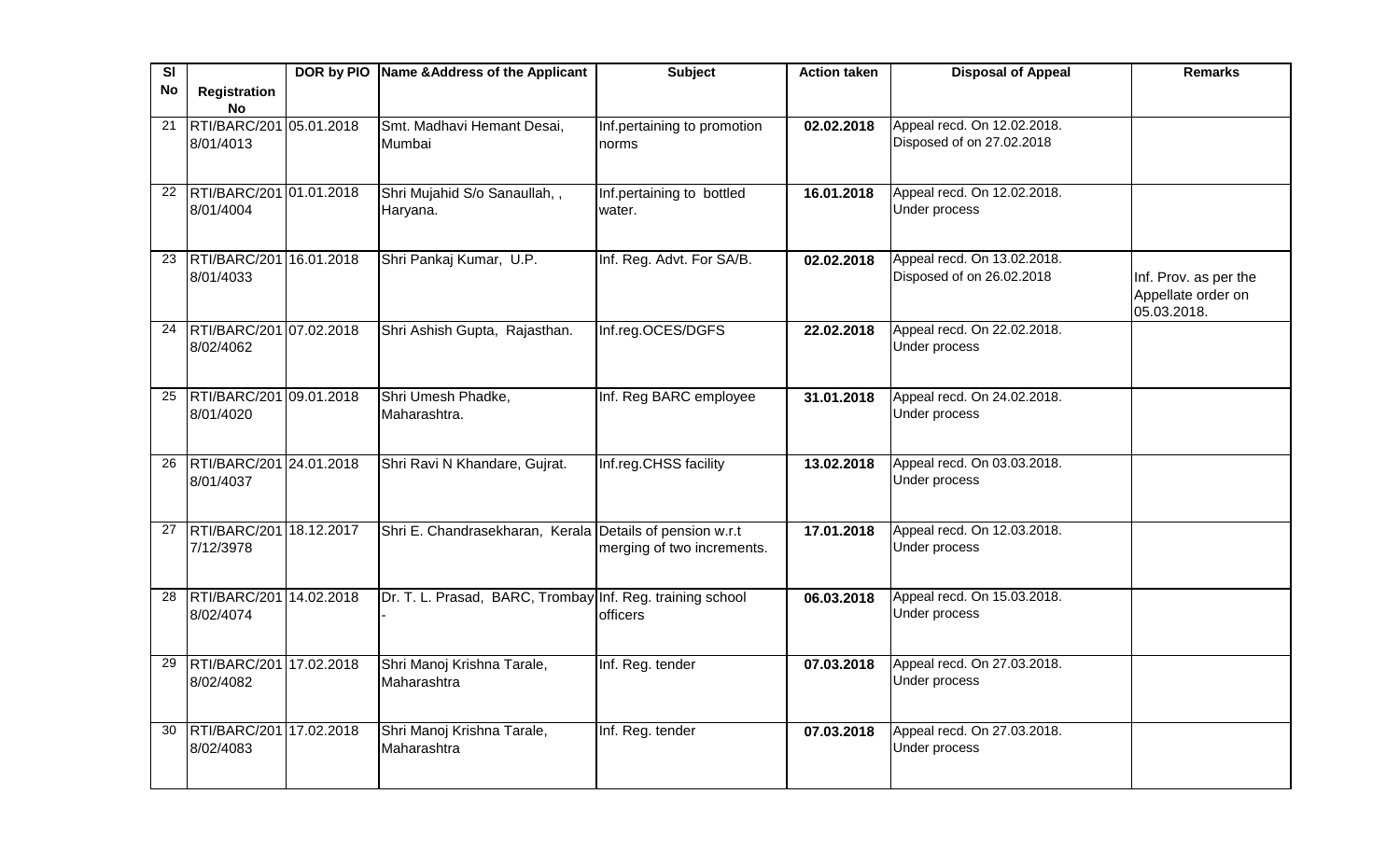| Sl No | Registration No | DOR by PIO | Name &Address of the Applicant | Subject | Action taken | Disposal of Appeal | Remarks |
|---|---|---|---|---|---|---|---|
| 21 | RTI/BARC/2018/01/4013 | 05.01.2018 | Smt. Madhavi Hemant Desai, Mumbai | Inf.pertaining to promotion norms | **02.02.2018** | Appeal recd. On 12.02.2018. Disposed of on 27.02.2018 | |
| 22 | RTI/BARC/2018/01/4004 | 01.01.2018 | Shri Mujahid S/o Sanaullah, , Haryana. | Inf.pertaining to bottled water. | **16.01.2018** | Appeal recd. On 12.02.2018. Under process | |
| 23 | RTI/BARC/2018/01/4033 | 16.01.2018 | Shri Pankaj Kumar, U.P. | Inf. Reg. Advt. For SA/B. | **02.02.2018** | Appeal recd. On 13.02.2018. Disposed of on 26.02.2018 | Inf. Prov. as per the Appellate order on 05.03.2018. |
| 24 | RTI/BARC/2018/02/4062 | 07.02.2018 | Shri Ashish Gupta, Rajasthan. | Inf.reg.OCES/DGFS | **22.02.2018** | Appeal recd. On 22.02.2018. Under process | |
| 25 | RTI/BARC/2018/01/4020 | 09.01.2018 | Shri Umesh Phadke, Maharashtra. | Inf. Reg BARC employee | **31.01.2018** | Appeal recd. On 24.02.2018. Under process | |
| 26 | RTI/BARC/2018/01/4037 | 24.01.2018 | Shri Ravi N Khandare, Gujrat. | Inf.reg.CHSS facility | **13.02.2018** | Appeal recd. On 03.03.2018. Under process | |
| 27 | RTI/BARC/2017/12/3978 | 18.12.2017 | Shri E. Chandrasekharan, Kerala | Details of pension w.r.t merging of two increments. | **17.01.2018** | Appeal recd. On 12.03.2018. Under process | |
| 28 | RTI/BARC/2018/02/4074 | 14.02.2018 | Dr. T. L. Prasad, BARC, Trombay - | Inf. Reg. training school officers | **06.03.2018** | Appeal recd. On 15.03.2018. Under process | |
| 29 | RTI/BARC/2018/02/4082 | 17.02.2018 | Shri Manoj Krishna Tarale, Maharashtra | Inf. Reg. tender | **07.03.2018** | Appeal recd. On 27.03.2018. Under process | |
| 30 | RTI/BARC/2018/02/4083 | 17.02.2018 | Shri Manoj Krishna Tarale, Maharashtra | Inf. Reg. tender | **07.03.2018** | Appeal recd. On 27.03.2018. Under process | |